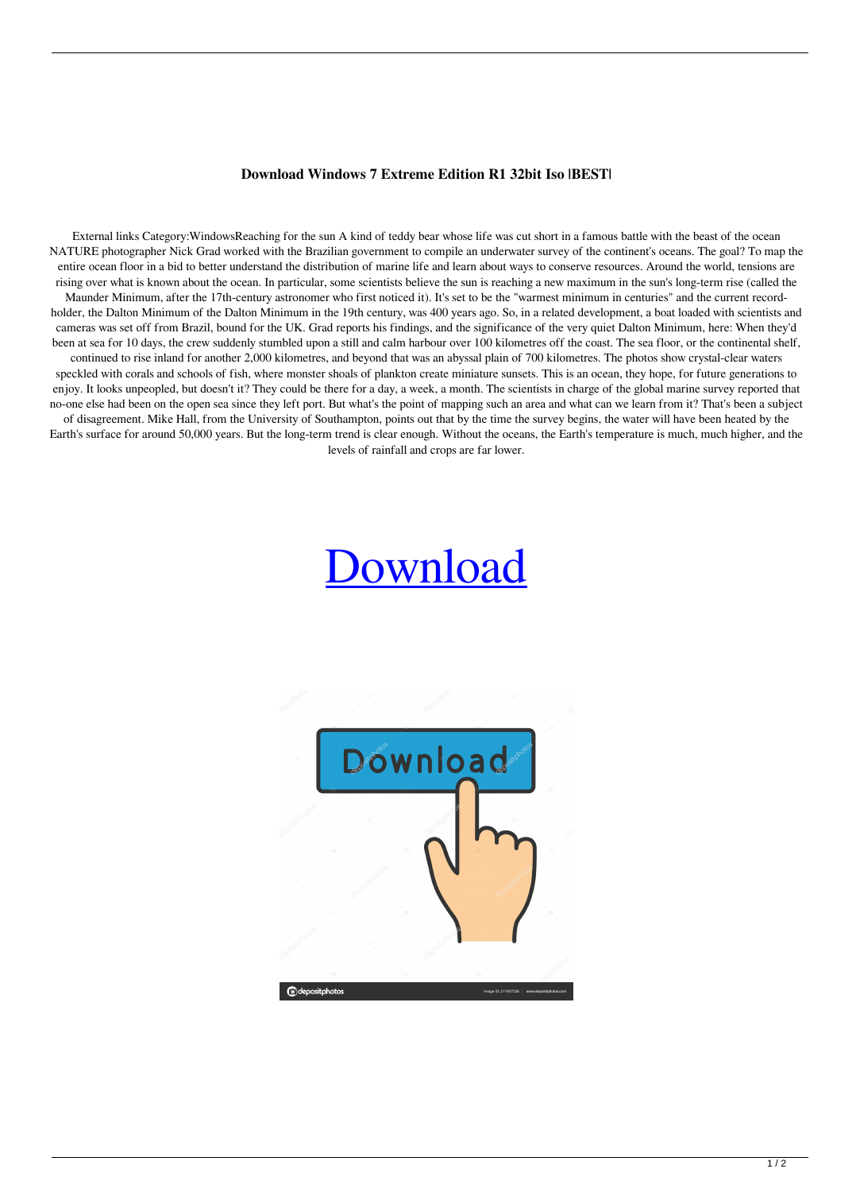**Download Windows 7 Extreme Edition R1 32bit Iso |BEST|**

External links Category:WindowsReaching for the sun A kind of teddy bear whose life was cut short in a famous battle with the beast of the ocean NATURE photographer Nick Grad worked with the Brazilian government to compile an underwater survey of the continent's oceans. The goal? To map the entire ocean floor in a bid to better understand the distribution of marine life and learn about ways to conserve resources. Around the world, tensions are rising over what is known about the ocean. In particular, some scientists believe the sun is reaching a new maximum in the sun's long-term rise (called the Maunder Minimum, after the 17th-century astronomer who first noticed it). It's set to be the "warmest minimum in centuries" and the current record-holder, the Dalton Minimum of the Dalton Minimum in the 19th century, was 400 years ago. So, in a related development, a boat loaded with scientists and cameras was set off from Brazil, bound for the UK. Grad reports his findings, and the significance of the very quiet Dalton Minimum, here: When they'd been at sea for 10 days, the crew suddenly stumbled upon a still and calm harbour over 100 kilometres off the coast. The sea floor, or the continental shelf, continued to rise inland for another 2,000 kilometres, and beyond that was an abyssal plain of 700 kilometres. The photos show crystal-clear waters speckled with corals and schools of fish, where monster shoals of plankton create miniature sunsets. This is an ocean, they hope, for future generations to enjoy. It looks unpeopled, but doesn't it? They could be there for a day, a week, a month. The scientists in charge of the global marine survey reported that no-one else had been on the open sea since they left port. But what's the point of mapping such an area and what can we learn from it? That's been a subject of disagreement. Mike Hall, from the University of Southampton, points out that by the time the survey begins, the water will have been heated by the Earth's surface for around 50,000 years. But the long-term trend is clear enough. Without the oceans, the Earth's temperature is much, much higher, and the levels of rainfall and crops are far lower.

# Download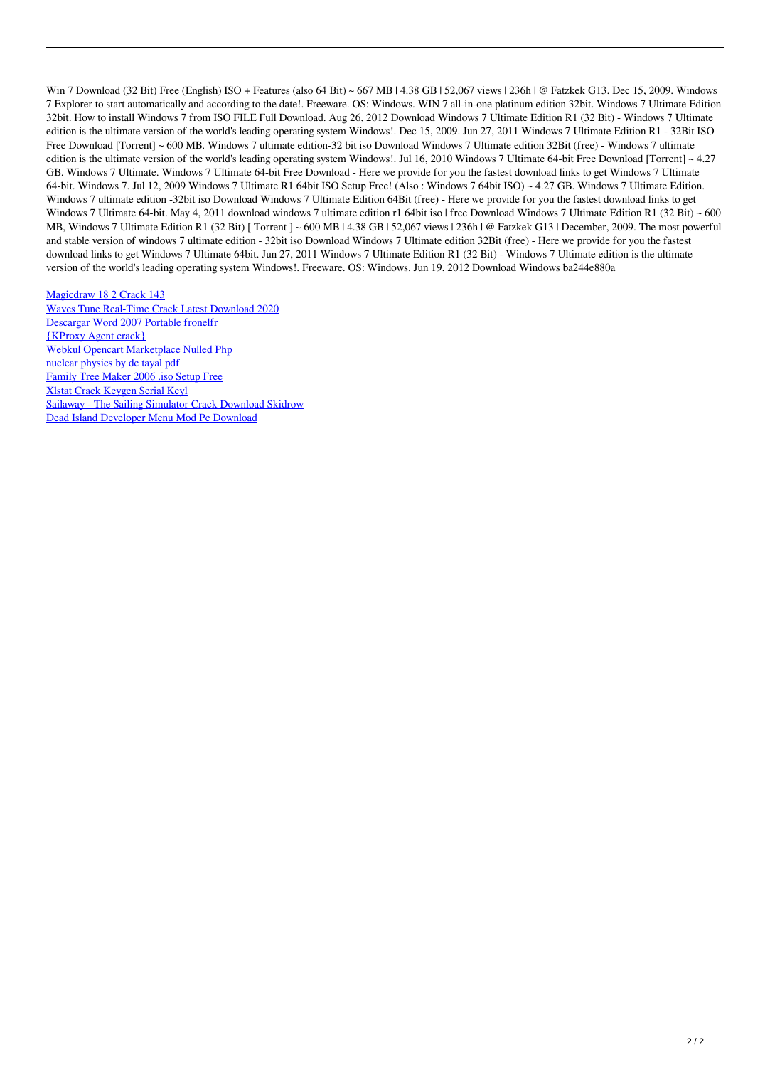Win 7 Download (32 Bit) Free (English) ISO + Features (also 64 Bit) ~ 667 MB | 4.38 GB | 52,067 views | 236h | @ Fatzkek G13. Dec 15, 2009. Windows 7 Explorer to start automatically and according to the date!. Freeware. OS: Windows. WIN 7 all-in-one platinum edition 32bit. Windows 7 Ultimate Edition 32bit. How to install Windows 7 from ISO FILE Full Download. Aug 26, 2012 Download Windows 7 Ultimate Edition R1 (32 Bit) - Windows 7 Ultimate edition is the ultimate version of the world's leading operating system Windows!. Dec 15, 2009. Jun 27, 2011 Windows 7 Ultimate Edition R1 - 32Bit ISO Free Download [Torrent] ~ 600 MB. Windows 7 ultimate edition-32 bit iso Download Windows 7 Ultimate edition 32Bit (free) - Windows 7 ultimate edition is the ultimate version of the world's leading operating system Windows!. Jul 16, 2010 Windows 7 Ultimate 64-bit Free Download [Torrent] ~ 4.27 GB. Windows 7 Ultimate. Windows 7 Ultimate 64-bit Free Download - Here we provide for you the fastest download links to get Windows 7 Ultimate 64-bit. Windows 7. Jul 12, 2009 Windows 7 Ultimate R1 64bit ISO Setup Free! (Also : Windows 7 64bit ISO) ~ 4.27 GB. Windows 7 Ultimate Edition. Windows 7 ultimate edition -32bit iso Download Windows 7 Ultimate Edition 64Bit (free) - Here we provide for you the fastest download links to get Windows 7 Ultimate 64-bit. May 4, 2011 download windows 7 ultimate edition r1 64bit iso | free Download Windows 7 Ultimate Edition R1 (32 Bit) ~ 600 MB, Windows 7 Ultimate Edition R1 (32 Bit) [ Torrent ] ~ 600 MB | 4.38 GB | 52,067 views | 236h | @ Fatzkek G13 | December, 2009. The most powerful and stable version of windows 7 ultimate edition - 32bit iso Download Windows 7 Ultimate edition 32Bit (free) - Here we provide for you the fastest download links to get Windows 7 Ultimate 64bit. Jun 27, 2011 Windows 7 Ultimate Edition R1 (32 Bit) - Windows 7 Ultimate edition is the ultimate version of the world's leading operating system Windows!. Freeware. OS: Windows. Jun 19, 2012 Download Windows ba244e880a

Magicdraw 18 2 Crack 143
Waves Tune Real-Time Crack Latest Download 2020
Descargar Word 2007 Portable fronelfr
{KProxy Agent crack}
Webkul Opencart Marketplace Nulled Php
nuclear physics by dc tayal pdf
Family Tree Maker 2006 .iso Setup Free
Xlstat Crack Keygen Serial Keyl
Sailaway - The Sailing Simulator Crack Download Skidrow
Dead Island Developer Menu Mod Pc Download